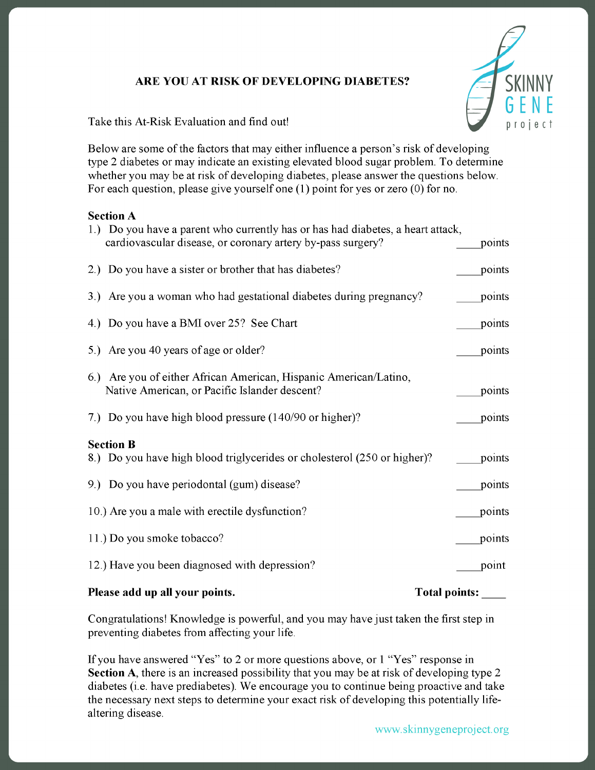# ARE YOU AT RISK OF DEVELOPING DIABETES?

Take this At-Risk Evaluation and find out!

Below are some of the factors that may either influence a person's risk of developing type 2 diabetes or may indicate an existing elevated blood sugar problem. To determine whether you may be at risk of developing diabetes, please answer the questions below. For each question, please give yourself one (1) point for yes or zero (0) for no.

**Section A**

1.) Do you have a parent who currently has or has had diabetes, a heart attack, cardiovascular disease, or coronary artery by-pass surgery? ____points

2.) Do you have a sister or brother that has diabetes? ____points

3.) Are you a woman who had gestational diabetes during pregnancy? ____points

4.) Do you have a BMI over 25? See Chart ____points

5.) Are you 40 years of age or older? ____points

6.) Are you of either African American, Hispanic American/Latino, Native American, or Pacific Islander descent? ____points

7.) Do you have high blood pressure (140/90 or higher)? ____points

**Section B**

8.) Do you have high blood triglycerides or cholesterol (250 or higher)? ____points

9.) Do you have periodontal (gum) disease? ____points

10.) Are you a male with erectile dysfunction? ____points

11.) Do you smoke tobacco? ____points

12.) Have you been diagnosed with depression? ____point

**Please add up all your points.** **Total points:** ____

Congratulations! Knowledge is powerful, and you may have just taken the first step in preventing diabetes from affecting your life.

If you have answered "Yes" to 2 or more questions above, or 1 "Yes" response in **Section A**, there is an increased possibility that you may be at risk of developing type 2 diabetes (i.e. have prediabetes). We encourage you to continue being proactive and take the necessary next steps to determine your exact risk of developing this potentially life-altering disease.

www.skinnygeneproject.org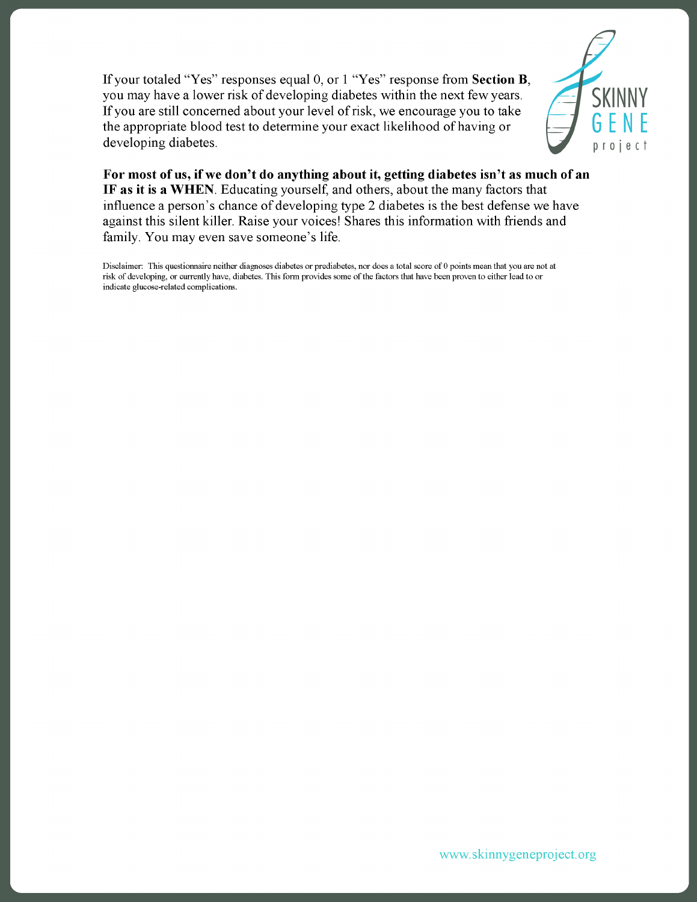If your totaled “Yes” responses equal 0, or 1 “Yes” response from **Section B**, you may have a lower risk of developing diabetes within the next few years. If you are still concerned about your level of risk, we encourage you to take the appropriate blood test to determine your exact likelihood of having or developing diabetes.

**For most of us, if we don’t do anything about it, getting diabetes isn’t as much of an IF as it is a WHEN**. Educating yourself, and others, about the many factors that influence a person’s chance of developing type 2 diabetes is the best defense we have against this silent killer. Raise your voices! Shares this information with friends and family. You may even save someone’s life.

Disclaimer: This questionnaire neither diagnoses diabetes or prediabetes, nor does a total score of 0 points mean that you are not at risk of developing, or currently have, diabetes. This form provides some of the factors that have been proven to either lead to or indicate glucose-related complications.

www.skinnygeneproject.org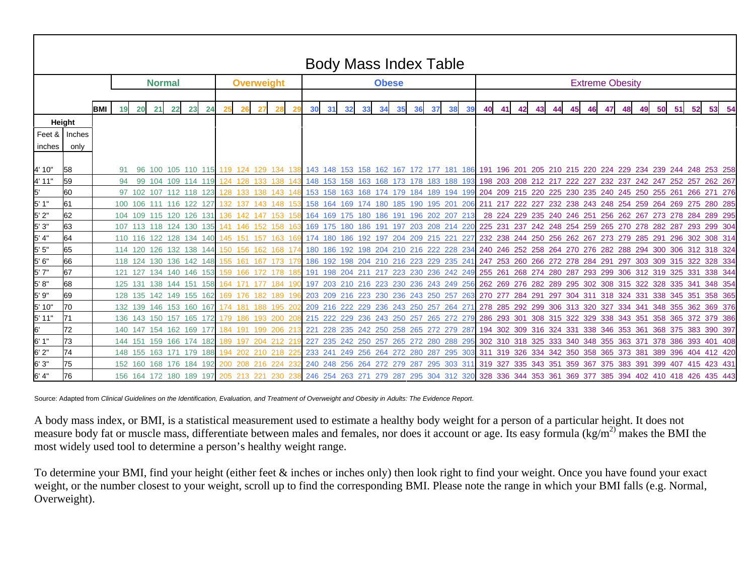# Body Mass Index Table

| Height | | | Normal | | | | | | Overweight | | | | | Obese | | | | | | | | | | Extreme Obesity | | | | | | | | | | | | | | |
|---|---|---|---|---|---|---|---|---|---|---|---|---|---|---|---|---|---|---|---|---|---|---|---|---|---|---|---|---|---|---|---|---|---|---|---|---|---|---|
| Feet & inches | Inches only | BMI | 19 | 20 | 21 | 22 | 23 | 24 | 25 | 26 | 27 | 28 | 29 | 30 | 31 | 32 | 33 | 34 | 35 | 36 | 37 | 38 | 39 | 40 | 41 | 42 | 43 | 44 | 45 | 46 | 47 | 48 | 49 | 50 | 51 | 52 | 53 | 54 |
| 4' 10" | 58 | | 91 | 96 | 100 | 105 | 110 | 115 | 119 | 124 | 129 | 134 | 138 | 143 | 148 | 153 | 158 | 162 | 167 | 172 | 177 | 181 | 186 | 191 | 196 | 201 | 205 | 210 | 215 | 220 | 224 | 229 | 234 | 239 | 244 | 248 | 253 | 258 |
| 4' 11" | 59 | | 94 | 99 | 104 | 109 | 114 | 119 | 124 | 128 | 133 | 138 | 143 | 148 | 153 | 158 | 163 | 168 | 173 | 178 | 183 | 188 | 193 | 198 | 203 | 208 | 212 | 217 | 222 | 227 | 232 | 237 | 242 | 247 | 252 | 257 | 262 | 267 |
| 5' | 60 | | 97 | 102 | 107 | 112 | 118 | 123 | 128 | 133 | 138 | 143 | 148 | 153 | 158 | 163 | 168 | 174 | 179 | 184 | 189 | 194 | 199 | 204 | 209 | 215 | 220 | 225 | 230 | 235 | 240 | 245 | 250 | 255 | 261 | 266 | 271 | 276 |
| 5' 1" | 61 | | 100 | 106 | 111 | 116 | 122 | 127 | 132 | 137 | 143 | 148 | 153 | 158 | 164 | 169 | 174 | 180 | 185 | 190 | 195 | 201 | 206 | 211 | 217 | 222 | 227 | 232 | 238 | 243 | 248 | 254 | 259 | 264 | 269 | 275 | 280 | 285 |
| 5' 2" | 62 | | 104 | 109 | 115 | 120 | 126 | 131 | 136 | 142 | 147 | 153 | 158 | 164 | 169 | 175 | 180 | 186 | 191 | 196 | 202 | 207 | 213 | 28 | 224 | 229 | 235 | 240 | 246 | 251 | 256 | 262 | 267 | 273 | 278 | 284 | 289 | 295 |
| 5' 3" | 63 | | 107 | 113 | 118 | 124 | 130 | 135 | 141 | 146 | 152 | 158 | 163 | 169 | 175 | 180 | 186 | 191 | 197 | 203 | 208 | 214 | 220 | 225 | 231 | 237 | 242 | 248 | 254 | 259 | 265 | 270 | 278 | 282 | 287 | 293 | 299 | 304 |
| 5' 4" | 64 | | 110 | 116 | 122 | 128 | 134 | 140 | 145 | 151 | 157 | 163 | 169 | 174 | 180 | 186 | 192 | 197 | 204 | 209 | 215 | 221 | 227 | 232 | 238 | 244 | 250 | 256 | 262 | 267 | 273 | 279 | 285 | 291 | 296 | 302 | 308 | 314 |
| 5' 5" | 65 | | 114 | 120 | 126 | 132 | 138 | 144 | 150 | 156 | 162 | 168 | 174 | 180 | 186 | 192 | 198 | 204 | 210 | 216 | 222 | 228 | 234 | 240 | 246 | 252 | 258 | 264 | 270 | 276 | 282 | 288 | 294 | 300 | 306 | 312 | 318 | 324 |
| 5' 6" | 66 | | 118 | 124 | 130 | 136 | 142 | 148 | 155 | 161 | 167 | 173 | 179 | 186 | 192 | 198 | 204 | 210 | 216 | 223 | 229 | 235 | 241 | 247 | 253 | 260 | 266 | 272 | 278 | 284 | 291 | 297 | 303 | 309 | 315 | 322 | 328 | 334 |
| 5' 7" | 67 | | 121 | 127 | 134 | 140 | 146 | 153 | 159 | 166 | 172 | 178 | 185 | 191 | 198 | 204 | 211 | 217 | 223 | 230 | 236 | 242 | 249 | 255 | 261 | 268 | 274 | 280 | 287 | 293 | 299 | 306 | 312 | 319 | 325 | 331 | 338 | 344 |
| 5' 8" | 68 | | 125 | 131 | 138 | 144 | 151 | 158 | 164 | 171 | 177 | 184 | 190 | 197 | 203 | 210 | 216 | 223 | 230 | 236 | 243 | 249 | 256 | 262 | 269 | 276 | 282 | 289 | 295 | 302 | 308 | 315 | 322 | 328 | 335 | 341 | 348 | 354 |
| 5' 9" | 69 | | 128 | 135 | 142 | 149 | 155 | 162 | 169 | 176 | 182 | 189 | 196 | 203 | 209 | 216 | 223 | 230 | 236 | 243 | 250 | 257 | 263 | 270 | 277 | 284 | 291 | 297 | 304 | 311 | 318 | 324 | 331 | 338 | 345 | 351 | 358 | 365 |
| 5' 10" | 70 | | 132 | 139 | 146 | 153 | 160 | 167 | 174 | 181 | 188 | 195 | 202 | 209 | 216 | 222 | 229 | 236 | 243 | 250 | 257 | 264 | 271 | 278 | 285 | 292 | 299 | 306 | 313 | 320 | 327 | 334 | 341 | 348 | 355 | 362 | 369 | 376 |
| 5' 11" | 71 | | 136 | 143 | 150 | 157 | 165 | 172 | 179 | 186 | 193 | 200 | 208 | 215 | 222 | 229 | 236 | 243 | 250 | 257 | 265 | 272 | 279 | 286 | 293 | 301 | 308 | 315 | 322 | 329 | 338 | 343 | 351 | 358 | 365 | 372 | 379 | 386 |
| 6' | 72 | | 140 | 147 | 154 | 162 | 169 | 177 | 184 | 191 | 199 | 206 | 213 | 221 | 228 | 235 | 242 | 250 | 258 | 265 | 272 | 279 | 287 | 194 | 302 | 309 | 316 | 324 | 331 | 338 | 346 | 353 | 361 | 368 | 375 | 383 | 390 | 397 |
| 6' 1" | 73 | | 144 | 151 | 159 | 166 | 174 | 182 | 189 | 197 | 204 | 212 | 219 | 227 | 235 | 242 | 250 | 257 | 265 | 272 | 280 | 288 | 295 | 302 | 310 | 318 | 325 | 333 | 340 | 348 | 355 | 363 | 371 | 378 | 386 | 393 | 401 | 408 |
| 6' 2" | 74 | | 148 | 155 | 163 | 171 | 179 | 188 | 194 | 202 | 210 | 218 | 225 | 233 | 241 | 249 | 256 | 264 | 272 | 280 | 287 | 295 | 303 | 311 | 319 | 326 | 334 | 342 | 350 | 358 | 365 | 373 | 381 | 389 | 396 | 404 | 412 | 420 |
| 6' 3" | 75 | | 152 | 160 | 168 | 176 | 184 | 192 | 200 | 208 | 216 | 224 | 232 | 240 | 248 | 256 | 264 | 272 | 279 | 287 | 295 | 303 | 311 | 319 | 327 | 335 | 343 | 351 | 359 | 367 | 375 | 383 | 391 | 399 | 407 | 415 | 423 | 431 |
| 6' 4" | 76 | | 156 | 164 | 172 | 180 | 189 | 197 | 205 | 213 | 221 | 230 | 238 | 246 | 254 | 263 | 271 | 279 | 287 | 295 | 304 | 312 | 320 | 328 | 336 | 344 | 353 | 361 | 369 | 377 | 385 | 394 | 402 | 410 | 418 | 426 | 435 | 443 |

Source: Adapted from *Clinical Guidelines on the Identification, Evaluation, and Treatment of Overweight and Obesity in Adults: The Evidence Report*.

A body mass index, or BMI, is a statistical measurement used to estimate a healthy body weight for a person of a particular height. It does not measure body fat or muscle mass, differentiate between males and females, nor does it account or age. Its easy formula ($kg/m^{2)}$) makes the BMI the most widely used tool to determine a person's healthy weight range.

To determine your BMI, find your height (either feet & inches or inches only) then look right to find your weight. Once you have found your exact weight, or the number closest to your weight, scroll up to find the corresponding BMI. Please note the range in which your BMI falls (e.g. Normal, Overweight).